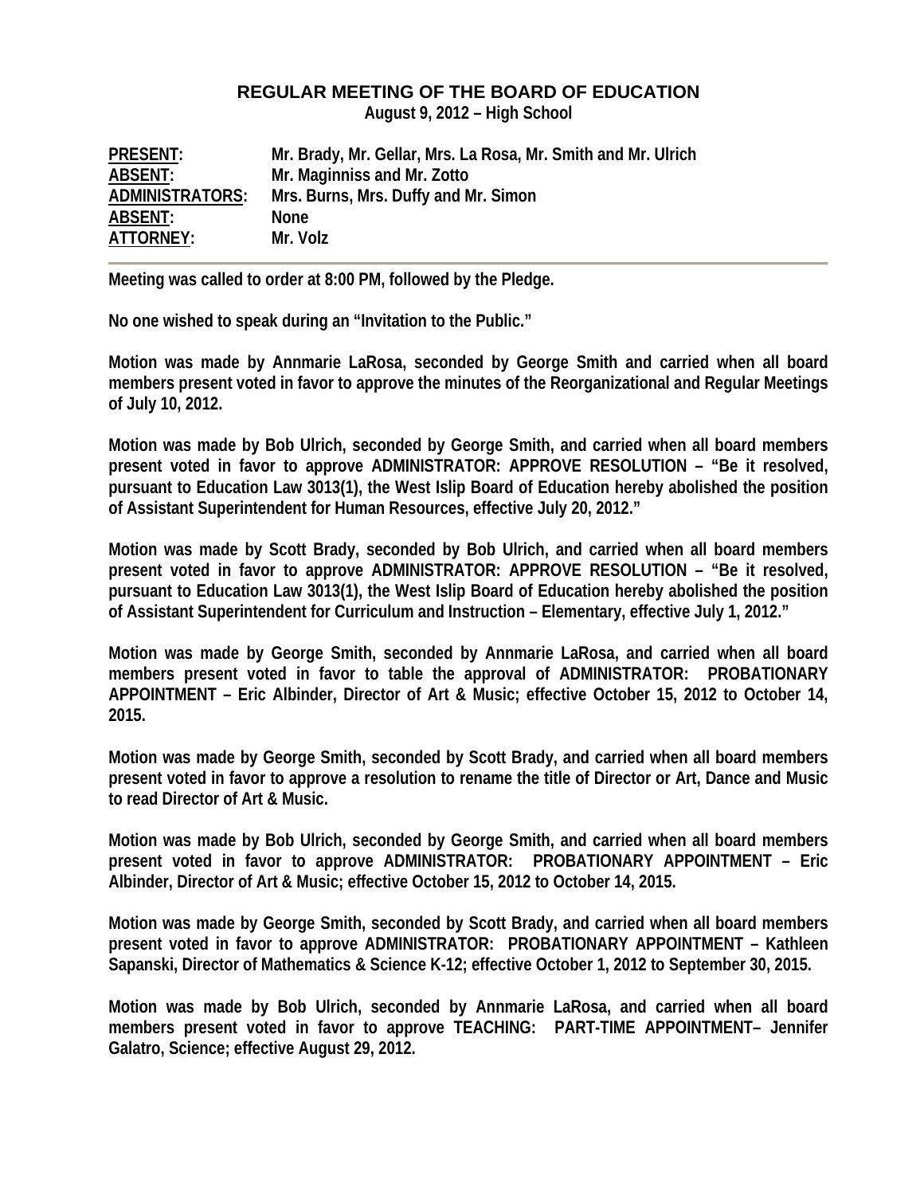**REGULAR MEETING OF THE BOARD OF EDUCATION**
**August 9, 2012 – High School**

| | |
|---|---|
| **PRESENT:** | **Mr. Brady, Mr. Gellar, Mrs. La Rosa, Mr. Smith and Mr. Ulrich** |
| **ABSENT:** | **Mr. Maginniss and Mr. Zotto** |
| **ADMINISTRATORS:** | **Mrs. Burns, Mrs. Duffy and Mr. Simon** |
| **ABSENT:** | **None** |
| **ATTORNEY:** | **Mr. Volz** |

---

**Meeting was called to order at 8:00 PM, followed by the Pledge.**

**No one wished to speak during an "Invitation to the Public."**

**Motion was made by Annmarie LaRosa, seconded by George Smith and carried when all board members present voted in favor to approve the minutes of the Reorganizational and Regular Meetings of July 10, 2012.**

**Motion was made by Bob Ulrich, seconded by George Smith, and carried when all board members present voted in favor to approve ADMINISTRATOR: APPROVE RESOLUTION – "Be it resolved, pursuant to Education Law 3013(1), the West Islip Board of Education hereby abolished the position of Assistant Superintendent for Human Resources, effective July 20, 2012."**

**Motion was made by Scott Brady, seconded by Bob Ulrich, and carried when all board members present voted in favor to approve ADMINISTRATOR: APPROVE RESOLUTION – "Be it resolved, pursuant to Education Law 3013(1), the West Islip Board of Education hereby abolished the position of Assistant Superintendent for Curriculum and Instruction – Elementary, effective July 1, 2012."**

**Motion was made by George Smith, seconded by Annmarie LaRosa, and carried when all board members present voted in favor to table the approval of ADMINISTRATOR: PROBATIONARY APPOINTMENT – Eric Albinder, Director of Art & Music; effective October 15, 2012 to October 14, 2015.**

**Motion was made by George Smith, seconded by Scott Brady, and carried when all board members present voted in favor to approve a resolution to rename the title of Director or Art, Dance and Music to read Director of Art & Music.**

**Motion was made by Bob Ulrich, seconded by George Smith, and carried when all board members present voted in favor to approve ADMINISTRATOR: PROBATIONARY APPOINTMENT – Eric Albinder, Director of Art & Music; effective October 15, 2012 to October 14, 2015.**

**Motion was made by George Smith, seconded by Scott Brady, and carried when all board members present voted in favor to approve ADMINISTRATOR: PROBATIONARY APPOINTMENT – Kathleen Sapanski, Director of Mathematics & Science K-12; effective October 1, 2012 to September 30, 2015.**

**Motion was made by Bob Ulrich, seconded by Annmarie LaRosa, and carried when all board members present voted in favor to approve TEACHING: PART-TIME APPOINTMENT– Jennifer Galatro, Science; effective August 29, 2012.**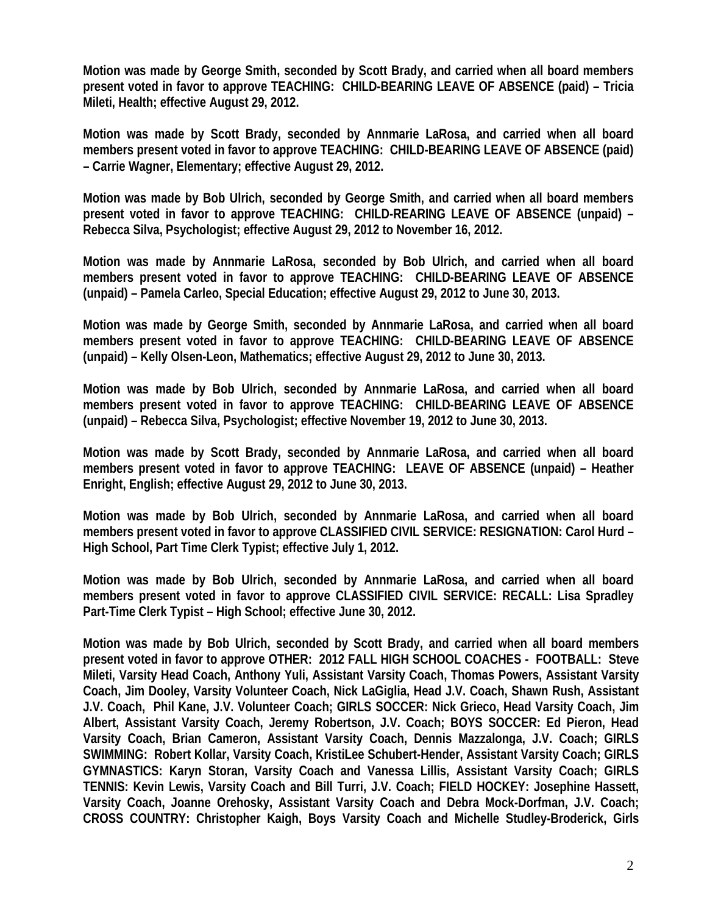**Motion was made by George Smith, seconded by Scott Brady, and carried when all board members present voted in favor to approve TEACHING: CHILD-BEARING LEAVE OF ABSENCE (paid) – Tricia Mileti, Health; effective August 29, 2012.**

**Motion was made by Scott Brady, seconded by Annmarie LaRosa, and carried when all board members present voted in favor to approve TEACHING: CHILD-BEARING LEAVE OF ABSENCE (paid) – Carrie Wagner, Elementary; effective August 29, 2012.**

**Motion was made by Bob Ulrich, seconded by George Smith, and carried when all board members present voted in favor to approve TEACHING: CHILD-REARING LEAVE OF ABSENCE (unpaid) – Rebecca Silva, Psychologist; effective August 29, 2012 to November 16, 2012.**

**Motion was made by Annmarie LaRosa, seconded by Bob Ulrich, and carried when all board members present voted in favor to approve TEACHING: CHILD-BEARING LEAVE OF ABSENCE (unpaid) – Pamela Carleo, Special Education; effective August 29, 2012 to June 30, 2013.**

**Motion was made by George Smith, seconded by Annmarie LaRosa, and carried when all board members present voted in favor to approve TEACHING: CHILD-BEARING LEAVE OF ABSENCE (unpaid) – Kelly Olsen-Leon, Mathematics; effective August 29, 2012 to June 30, 2013.**

**Motion was made by Bob Ulrich, seconded by Annmarie LaRosa, and carried when all board members present voted in favor to approve TEACHING: CHILD-BEARING LEAVE OF ABSENCE (unpaid) – Rebecca Silva, Psychologist; effective November 19, 2012 to June 30, 2013.**

**Motion was made by Scott Brady, seconded by Annmarie LaRosa, and carried when all board members present voted in favor to approve TEACHING: LEAVE OF ABSENCE (unpaid) – Heather Enright, English; effective August 29, 2012 to June 30, 2013.**

**Motion was made by Bob Ulrich, seconded by Annmarie LaRosa, and carried when all board members present voted in favor to approve CLASSIFIED CIVIL SERVICE: RESIGNATION: Carol Hurd – High School, Part Time Clerk Typist; effective July 1, 2012.**

**Motion was made by Bob Ulrich, seconded by Annmarie LaRosa, and carried when all board members present voted in favor to approve CLASSIFIED CIVIL SERVICE: RECALL: Lisa Spradley Part-Time Clerk Typist – High School; effective June 30, 2012.**

**Motion was made by Bob Ulrich, seconded by Scott Brady, and carried when all board members present voted in favor to approve OTHER: 2012 FALL HIGH SCHOOL COACHES - FOOTBALL: Steve Mileti, Varsity Head Coach, Anthony Yuli, Assistant Varsity Coach, Thomas Powers, Assistant Varsity Coach, Jim Dooley, Varsity Volunteer Coach, Nick LaGiglia, Head J.V. Coach, Shawn Rush, Assistant J.V. Coach, Phil Kane, J.V. Volunteer Coach; GIRLS SOCCER: Nick Grieco, Head Varsity Coach, Jim Albert, Assistant Varsity Coach, Jeremy Robertson, J.V. Coach; BOYS SOCCER: Ed Pieron, Head Varsity Coach, Brian Cameron, Assistant Varsity Coach, Dennis Mazzalonga, J.V. Coach; GIRLS SWIMMING: Robert Kollar, Varsity Coach, KristiLee Schubert-Hender, Assistant Varsity Coach; GIRLS GYMNASTICS: Karyn Storan, Varsity Coach and Vanessa Lillis, Assistant Varsity Coach; GIRLS TENNIS: Kevin Lewis, Varsity Coach and Bill Turri, J.V. Coach; FIELD HOCKEY: Josephine Hassett, Varsity Coach, Joanne Orehosky, Assistant Varsity Coach and Debra Mock-Dorfman, J.V. Coach; CROSS COUNTRY: Christopher Kaigh, Boys Varsity Coach and Michelle Studley-Broderick, Girls**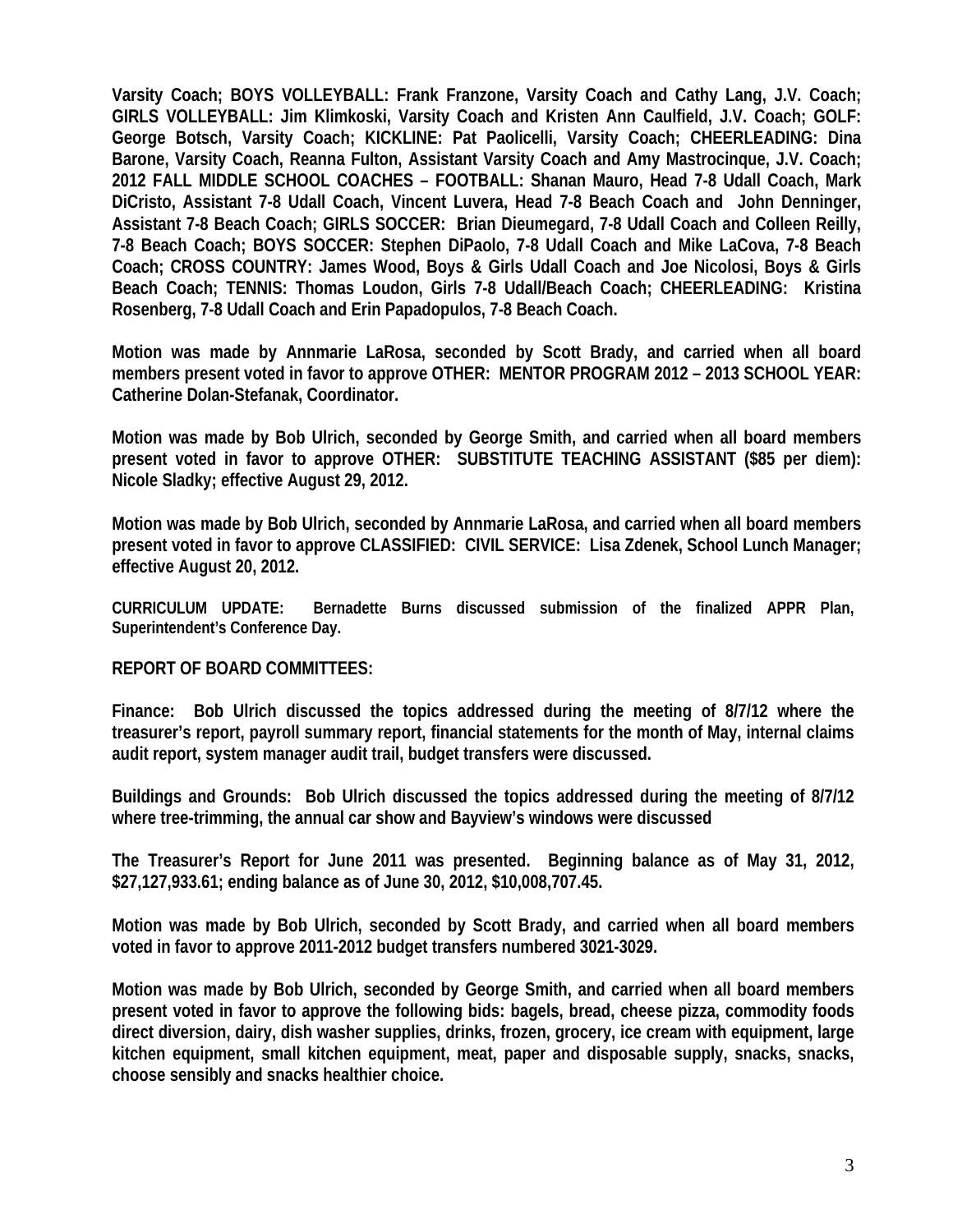**Varsity Coach; BOYS VOLLEYBALL: Frank Franzone, Varsity Coach and Cathy Lang, J.V. Coach; GIRLS VOLLEYBALL: Jim Klimkoski, Varsity Coach and Kristen Ann Caulfield, J.V. Coach; GOLF: George Botsch, Varsity Coach; KICKLINE: Pat Paolicelli, Varsity Coach; CHEERLEADING: Dina Barone, Varsity Coach, Reanna Fulton, Assistant Varsity Coach and Amy Mastrocinque, J.V. Coach; 2012 FALL MIDDLE SCHOOL COACHES – FOOTBALL: Shanan Mauro, Head 7-8 Udall Coach, Mark DiCristo, Assistant 7-8 Udall Coach, Vincent Luvera, Head 7-8 Beach Coach and John Denninger, Assistant 7-8 Beach Coach; GIRLS SOCCER: Brian Dieumegard, 7-8 Udall Coach and Colleen Reilly, 7-8 Beach Coach; BOYS SOCCER: Stephen DiPaolo, 7-8 Udall Coach and Mike LaCova, 7-8 Beach Coach; CROSS COUNTRY: James Wood, Boys & Girls Udall Coach and Joe Nicolosi, Boys & Girls Beach Coach; TENNIS: Thomas Loudon, Girls 7-8 Udall/Beach Coach; CHEERLEADING: Kristina Rosenberg, 7-8 Udall Coach and Erin Papadopulos, 7-8 Beach Coach.**

**Motion was made by Annmarie LaRosa, seconded by Scott Brady, and carried when all board members present voted in favor to approve OTHER: MENTOR PROGRAM 2012 – 2013 SCHOOL YEAR: Catherine Dolan-Stefanak, Coordinator.**

**Motion was made by Bob Ulrich, seconded by George Smith, and carried when all board members present voted in favor to approve OTHER: SUBSTITUTE TEACHING ASSISTANT ($85 per diem): Nicole Sladky; effective August 29, 2012.**

**Motion was made by Bob Ulrich, seconded by Annmarie LaRosa, and carried when all board members present voted in favor to approve CLASSIFIED: CIVIL SERVICE: Lisa Zdenek, School Lunch Manager; effective August 20, 2012.**

**CURRICULUM UPDATE: Bernadette Burns discussed submission of the finalized APPR Plan, Superintendent's Conference Day.**

**REPORT OF BOARD COMMITTEES:**

**Finance: Bob Ulrich discussed the topics addressed during the meeting of 8/7/12 where the treasurer's report, payroll summary report, financial statements for the month of May, internal claims audit report, system manager audit trail, budget transfers were discussed.**

**Buildings and Grounds: Bob Ulrich discussed the topics addressed during the meeting of 8/7/12 where tree-trimming, the annual car show and Bayview's windows were discussed**

**The Treasurer's Report for June 2011 was presented. Beginning balance as of May 31, 2012, $27,127,933.61; ending balance as of June 30, 2012, $10,008,707.45.**

**Motion was made by Bob Ulrich, seconded by Scott Brady, and carried when all board members voted in favor to approve 2011-2012 budget transfers numbered 3021-3029.**

**Motion was made by Bob Ulrich, seconded by George Smith, and carried when all board members present voted in favor to approve the following bids: bagels, bread, cheese pizza, commodity foods direct diversion, dairy, dish washer supplies, drinks, frozen, grocery, ice cream with equipment, large kitchen equipment, small kitchen equipment, meat, paper and disposable supply, snacks, snacks, choose sensibly and snacks healthier choice.**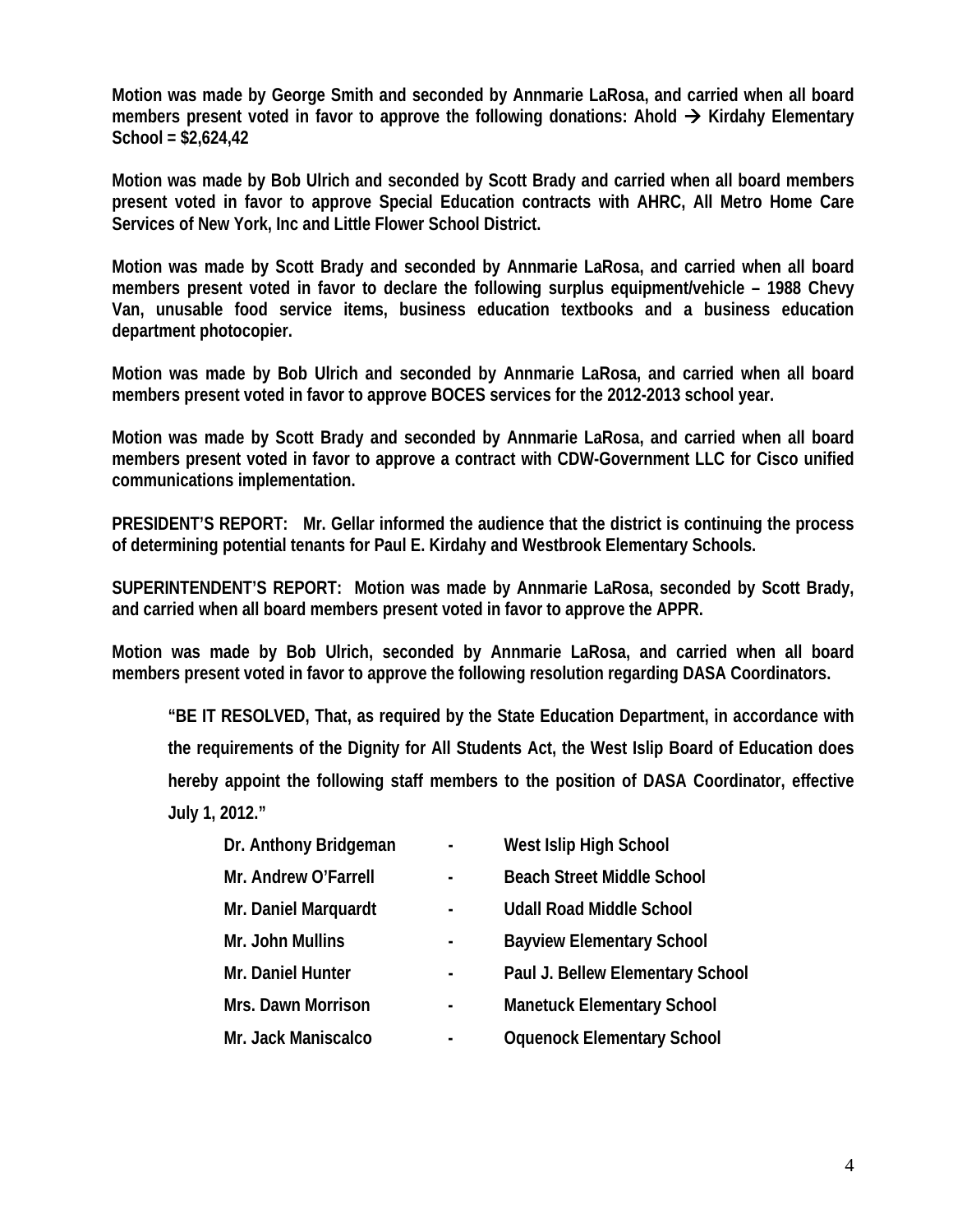**Motion was made by George Smith and seconded by Annmarie LaRosa, and carried when all board members present voted in favor to approve the following donations: Ahold → Kirdahy Elementary School = $2,624,42**

**Motion was made by Bob Ulrich and seconded by Scott Brady and carried when all board members present voted in favor to approve Special Education contracts with AHRC, All Metro Home Care Services of New York, Inc and Little Flower School District.**

**Motion was made by Scott Brady and seconded by Annmarie LaRosa, and carried when all board members present voted in favor to declare the following surplus equipment/vehicle – 1988 Chevy Van, unusable food service items, business education textbooks and a business education department photocopier.**

**Motion was made by Bob Ulrich and seconded by Annmarie LaRosa, and carried when all board members present voted in favor to approve BOCES services for the 2012-2013 school year.**

**Motion was made by Scott Brady and seconded by Annmarie LaRosa, and carried when all board members present voted in favor to approve a contract with CDW-Government LLC for Cisco unified communications implementation.**

**PRESIDENT'S REPORT: Mr. Gellar informed the audience that the district is continuing the process of determining potential tenants for Paul E. Kirdahy and Westbrook Elementary Schools.**

**SUPERINTENDENT'S REPORT: Motion was made by Annmarie LaRosa, seconded by Scott Brady, and carried when all board members present voted in favor to approve the APPR.**

**Motion was made by Bob Ulrich, seconded by Annmarie LaRosa, and carried when all board members present voted in favor to approve the following resolution regarding DASA Coordinators.**

> **"BE IT RESOLVED, That, as required by the State Education Department, in accordance with the requirements of the Dignity for All Students Act, the West Islip Board of Education does hereby appoint the following staff members to the position of DASA Coordinator, effective July 1, 2012."**

| | | |
|---|---|---|
| **Dr. Anthony Bridgeman** | **-** | **West Islip High School** |
| **Mr. Andrew O'Farrell** | **-** | **Beach Street Middle School** |
| **Mr. Daniel Marquardt** | **-** | **Udall Road Middle School** |
| **Mr. John Mullins** | **-** | **Bayview Elementary School** |
| **Mr. Daniel Hunter** | **-** | **Paul J. Bellew Elementary School** |
| **Mrs. Dawn Morrison** | **-** | **Manetuck Elementary School** |
| **Mr. Jack Maniscalco** | **-** | **Oquenock Elementary School** |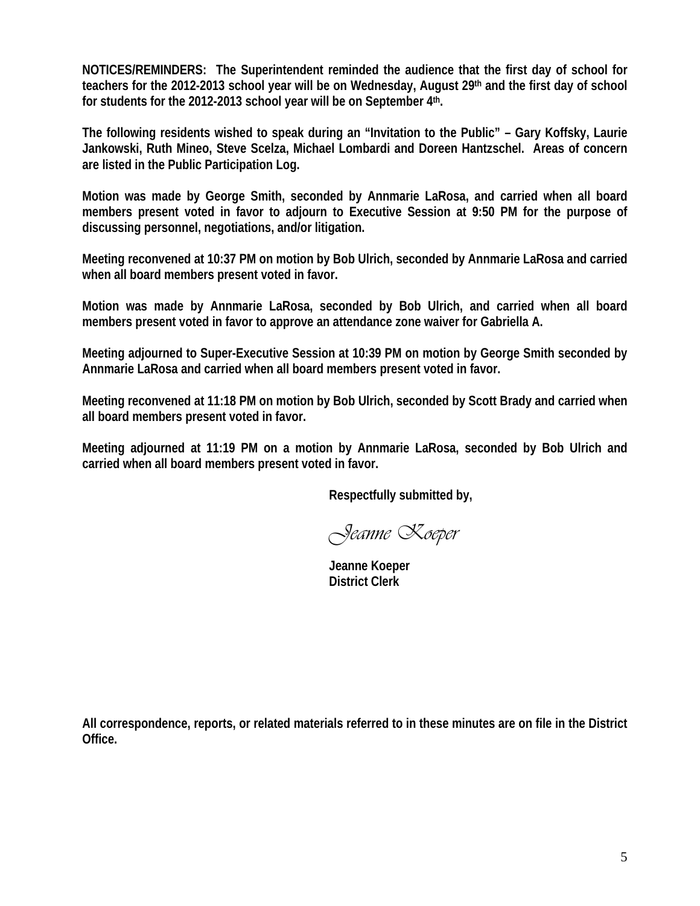**NOTICES/REMINDERS: The Superintendent reminded the audience that the first day of school for teachers for the 2012-2013 school year will be on Wednesday, August 29th and the first day of school for students for the 2012-2013 school year will be on September 4th.**

**The following residents wished to speak during an "Invitation to the Public" – Gary Koffsky, Laurie Jankowski, Ruth Mineo, Steve Scelza, Michael Lombardi and Doreen Hantzschel. Areas of concern are listed in the Public Participation Log.**

**Motion was made by George Smith, seconded by Annmarie LaRosa, and carried when all board members present voted in favor to adjourn to Executive Session at 9:50 PM for the purpose of discussing personnel, negotiations, and/or litigation.**

**Meeting reconvened at 10:37 PM on motion by Bob Ulrich, seconded by Annmarie LaRosa and carried when all board members present voted in favor.**

**Motion was made by Annmarie LaRosa, seconded by Bob Ulrich, and carried when all board members present voted in favor to approve an attendance zone waiver for Gabriella A.**

**Meeting adjourned to Super-Executive Session at 10:39 PM on motion by George Smith seconded by Annmarie LaRosa and carried when all board members present voted in favor.**

**Meeting reconvened at 11:18 PM on motion by Bob Ulrich, seconded by Scott Brady and carried when all board members present voted in favor.**

**Meeting adjourned at 11:19 PM on a motion by Annmarie LaRosa, seconded by Bob Ulrich and carried when all board members present voted in favor.**

**Respectfully submitted by,**

*Jeanne Koeper*

**Jeanne Koeper**
**District Clerk**

**All correspondence, reports, or related materials referred to in these minutes are on file in the District Office.**